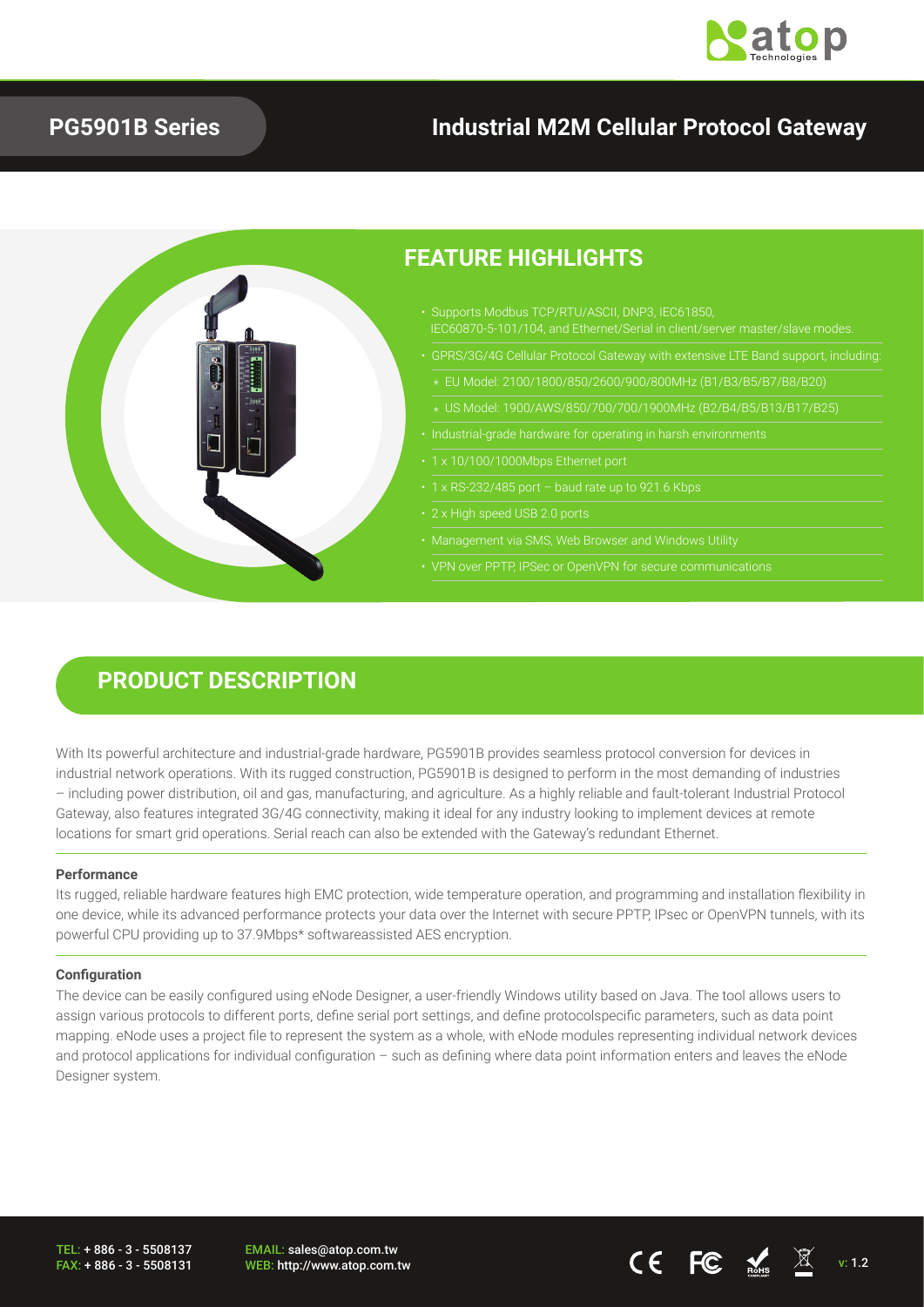## PG5901B Series

## Industrial M2M Cellular Protocol Gateway

## FEATURE HIGHLIGHTS

- Supports Modbus TCP/RTU/ASCII, DNP3, IEC61850, IEC60870-5-101/104, and Ethernet/Serial in client/server master/slave modes.
- GPRS/3G/4G Cellular Protocol Gateway with extensive LTE Band support, including:
  - EU Model: 2100/1800/850/2600/900/800MHz (B1/B3/B5/B7/B8/B20)
  - US Model: 1900/AWS/850/700/700/1900MHz (B2/B4/B5/B13/B17/B25)
- Industrial-grade hardware for operating in harsh environments
- 1 x 10/100/1000Mbps Ethernet port
- 1 x RS-232/485 port – baud rate up to 921.6 Kbps
- 2 x High speed USB 2.0 ports
- Management via SMS, Web Browser and Windows Utility
- VPN over PPTP, IPSec or OpenVPN for secure communications

## PRODUCT DESCRIPTION

With Its powerful architecture and industrial-grade hardware, PG5901B provides seamless protocol conversion for devices in industrial network operations. With its rugged construction, PG5901B is designed to perform in the most demanding of industries – including power distribution, oil and gas, manufacturing, and agriculture. As a highly reliable and fault-tolerant Industrial Protocol Gateway, also features integrated 3G/4G connectivity, making it ideal for any industry looking to implement devices at remote locations for smart grid operations. Serial reach can also be extended with the Gateway's redundant Ethernet.

### Performance

Its rugged, reliable hardware features high EMC protection, wide temperature operation, and programming and installation flexibility in one device, while its advanced performance protects your data over the Internet with secure PPTP, IPsec or OpenVPN tunnels, with its powerful CPU providing up to 37.9Mbps* softwareassisted AES encryption.

### Configuration

The device can be easily configured using eNode Designer, a user-friendly Windows utility based on Java. The tool allows users to assign various protocols to different ports, define serial port settings, and define protocolspecific parameters, such as data point mapping. eNode uses a project file to represent the system as a whole, with eNode modules representing individual network devices and protocol applications for individual configuration – such as defining where data point information enters and leaves the eNode Designer system.

TEL: + 886 - 3 - 5508137
FAX: + 886 - 3 - 5508131

EMAIL: sales@atop.com.tw
WEB: http://www.atop.com.tw

v: 1.2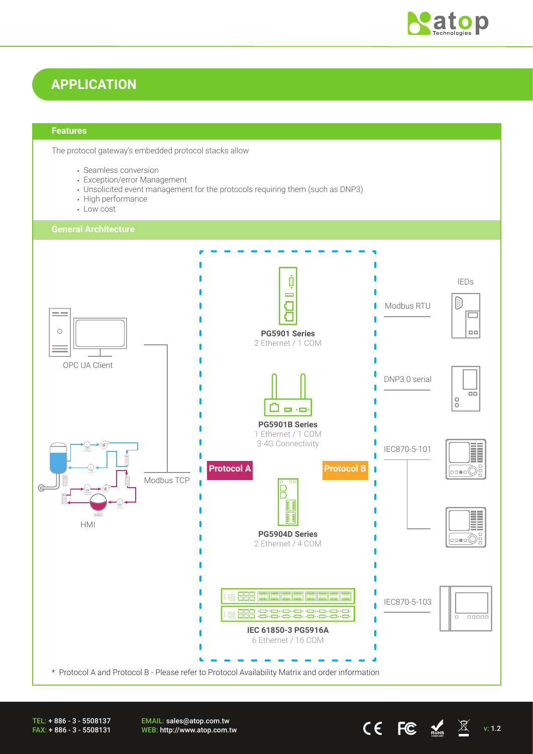# APPLICATION

## Features

The protocol gateway's embedded protocol stacks allow

- Seamless conversion
- Exception/error Management
- Unsolicited event management for the protocols requiring them (such as DNP3)
- High performance
- Low cost

## General Architecture

OPC UA Client

HMI

Modbus TCP

Protocol A

Protocol B

**PG5901 Series**
2 Ethernet / 1 COM

**PG5901B Series**
1 Ethernet / 1 COM
3-4G Connectivity

**PG5904D Series**
2 Ethernet / 4 COM

**IEC 61850-3 PG5916A**
6 Ethernet / 16 COM

IEDs

Modbus RTU

DNP3.0 serial

IEC870-5-101

IEC870-5-103

* Protocol A and Protocol B - Please refer to Protocol Availability Matrix and order information

TEL: + 886 - 3 - 5508137
FAX: + 886 - 3 - 5508131

EMAIL: sales@atop.com.tw
WEB: http://www.atop.com.tw

v: 1.2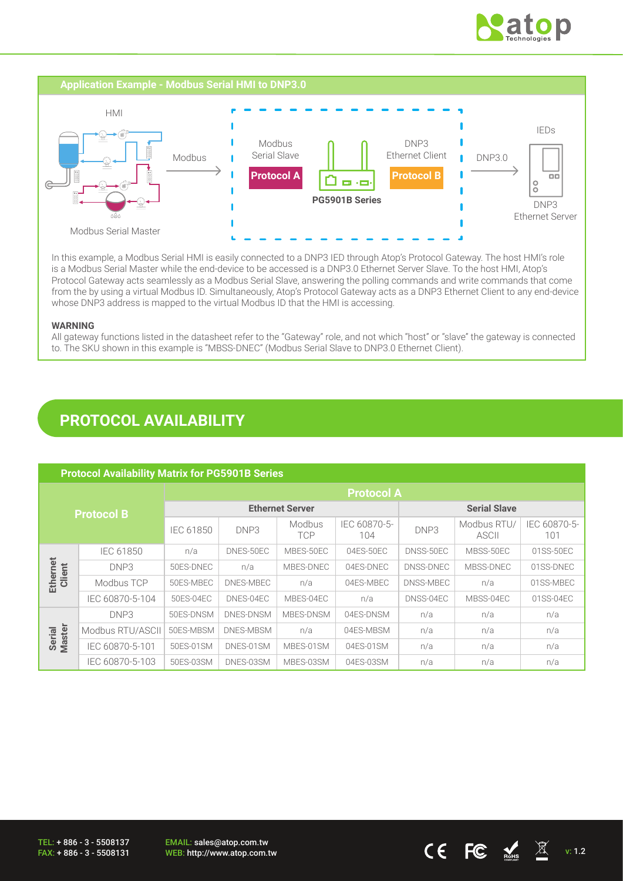## Application Example - Modbus Serial HMI to DNP3.0

HMI

Modbus Serial Master

Modbus

Modbus Serial Slave

Protocol A

PG5901B Series

DNP3 Ethernet Client

Protocol B

DNP3.0

IEDs

DNP3 Ethernet Server

In this example, a Modbus Serial HMI is easily connected to a DNP3 IED through Atop's Protocol Gateway. The host HMI's role is a Modbus Serial Master while the end-device to be accessed is a DNP3.0 Ethernet Server Slave. To the host HMI, Atop's Protocol Gateway acts seamlessly as a Modbus Serial Slave, answering the polling commands and write commands that come from the by using a virtual Modbus ID. Simultaneously, Atop's Protocol Gateway acts as a DNP3 Ethernet Client to any end-device whose DNP3 address is mapped to the virtual Modbus ID that the HMI is accessing.

**WARNING**

All gateway functions listed in the datasheet refer to the "Gateway" role, and not which "host" or "slave" the gateway is connected to. The SKU shown in this example is "MBSS-DNEC" (Modbus Serial Slave to DNP3.0 Ethernet Client).

# PROTOCOL AVAILABILITY

### Protocol Availability Matrix for PG5901B Series

| Protocol B | | Protocol A | | | | | | |
|---|---|---|---|---|---|---|---|---|
| | | Ethernet Server | | | | Serial Slave | | |
| | | IEC 61850 | DNP3 | Modbus TCP | IEC 60870-5-104 | DNP3 | Modbus RTU/ ASCII | IEC 60870-5-101 |
| Ethernet Client | IEC 61850 | n/a | DNES-50EC | MBES-50EC | 04ES-50EC | DNSS-50EC | MBSS-50EC | 01SS-50EC |
| | DNP3 | 50ES-DNEC | n/a | MBES-DNEC | 04ES-DNEC | DNSS-DNEC | MBSS-DNEC | 01SS-DNEC |
| | Modbus TCP | 50ES-MBEC | DNES-MBEC | n/a | 04ES-MBEC | DNSS-MBEC | n/a | 01SS-MBEC |
| | IEC 60870-5-104 | 50ES-04EC | DNES-04EC | MBES-04EC | n/a | DNSS-04EC | MBSS-04EC | 01SS-04EC |
| Serial Master | DNP3 | 50ES-DNSM | DNES-DNSM | MBES-DNSM | 04ES-DNSM | n/a | n/a | n/a |
| | Modbus RTU/ASCII | 50ES-MBSM | DNES-MBSM | n/a | 04ES-MBSM | n/a | n/a | n/a |
| | IEC 60870-5-101 | 50ES-01SM | DNES-01SM | MBES-01SM | 04ES-01SM | n/a | n/a | n/a |
| | IEC 60870-5-103 | 50ES-03SM | DNES-03SM | MBES-03SM | 04ES-03SM | n/a | n/a | n/a |

TEL: + 886 - 3 - 5508137
FAX: + 886 - 3 - 5508131

EMAIL: sales@atop.com.tw
WEB: http://www.atop.com.tw

v: 1.2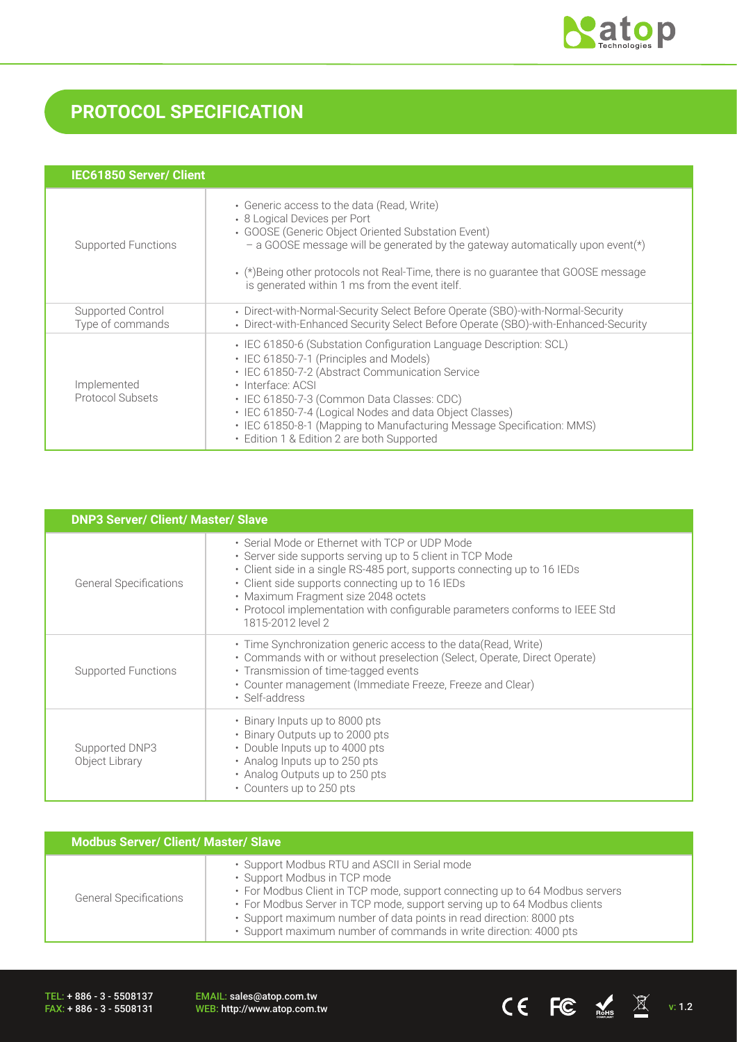# PROTOCOL SPECIFICATION

| IEC61850 Server/ Client | |
|---|---|
| Supported Functions | • Generic access to the data (Read, Write)<br>• 8 Logical Devices per Port<br>• GOOSE (Generic Object Oriented Substation Event)<br>– a GOOSE message will be generated by the gateway automatically upon event(*)<br><br>• (*)Being other protocols not Real-Time, there is no guarantee that GOOSE message is generated within 1 ms from the event itelf. |
| Supported Control Type of commands | • Direct-with-Normal-Security Select Before Operate (SBO)-with-Normal-Security<br>• Direct-with-Enhanced Security Select Before Operate (SBO)-with-Enhanced-Security |
| Implemented Protocol Subsets | • IEC 61850-6 (Substation Configuration Language Description: SCL)<br>• IEC 61850-7-1 (Principles and Models)<br>• IEC 61850-7-2 (Abstract Communication Service<br>• Interface: ACSI<br>• IEC 61850-7-3 (Common Data Classes: CDC)<br>• IEC 61850-7-4 (Logical Nodes and data Object Classes)<br>• IEC 61850-8-1 (Mapping to Manufacturing Message Specification: MMS)<br>• Edition 1 & Edition 2 are both Supported |

| DNP3 Server/ Client/ Master/ Slave | |
|---|---|
| General Specifications | • Serial Mode or Ethernet with TCP or UDP Mode<br>• Server side supports serving up to 5 client in TCP Mode<br>• Client side in a single RS-485 port, supports connecting up to 16 IEDs<br>• Client side supports connecting up to 16 IEDs<br>• Maximum Fragment size 2048 octets<br>• Protocol implementation with configurable parameters conforms to IEEE Std 1815-2012 level 2 |
| Supported Functions | • Time Synchronization generic access to the data(Read, Write)<br>• Commands with or without preselection (Select, Operate, Direct Operate)<br>• Transmission of time-tagged events<br>• Counter management (Immediate Freeze, Freeze and Clear)<br>• Self-address |
| Supported DNP3 Object Library | • Binary Inputs up to 8000 pts<br>• Binary Outputs up to 2000 pts<br>• Double Inputs up to 4000 pts<br>• Analog Inputs up to 250 pts<br>• Analog Outputs up to 250 pts<br>• Counters up to 250 pts |

| Modbus Server/ Client/ Master/ Slave | |
|---|---|
| General Specifications | • Support Modbus RTU and ASCII in Serial mode<br>• Support Modbus in TCP mode<br>• For Modbus Client in TCP mode, support connecting up to 64 Modbus servers<br>• For Modbus Server in TCP mode, support serving up to 64 Modbus clients<br>• Support maximum number of data points in read direction: 8000 pts<br>• Support maximum number of commands in write direction: 4000 pts |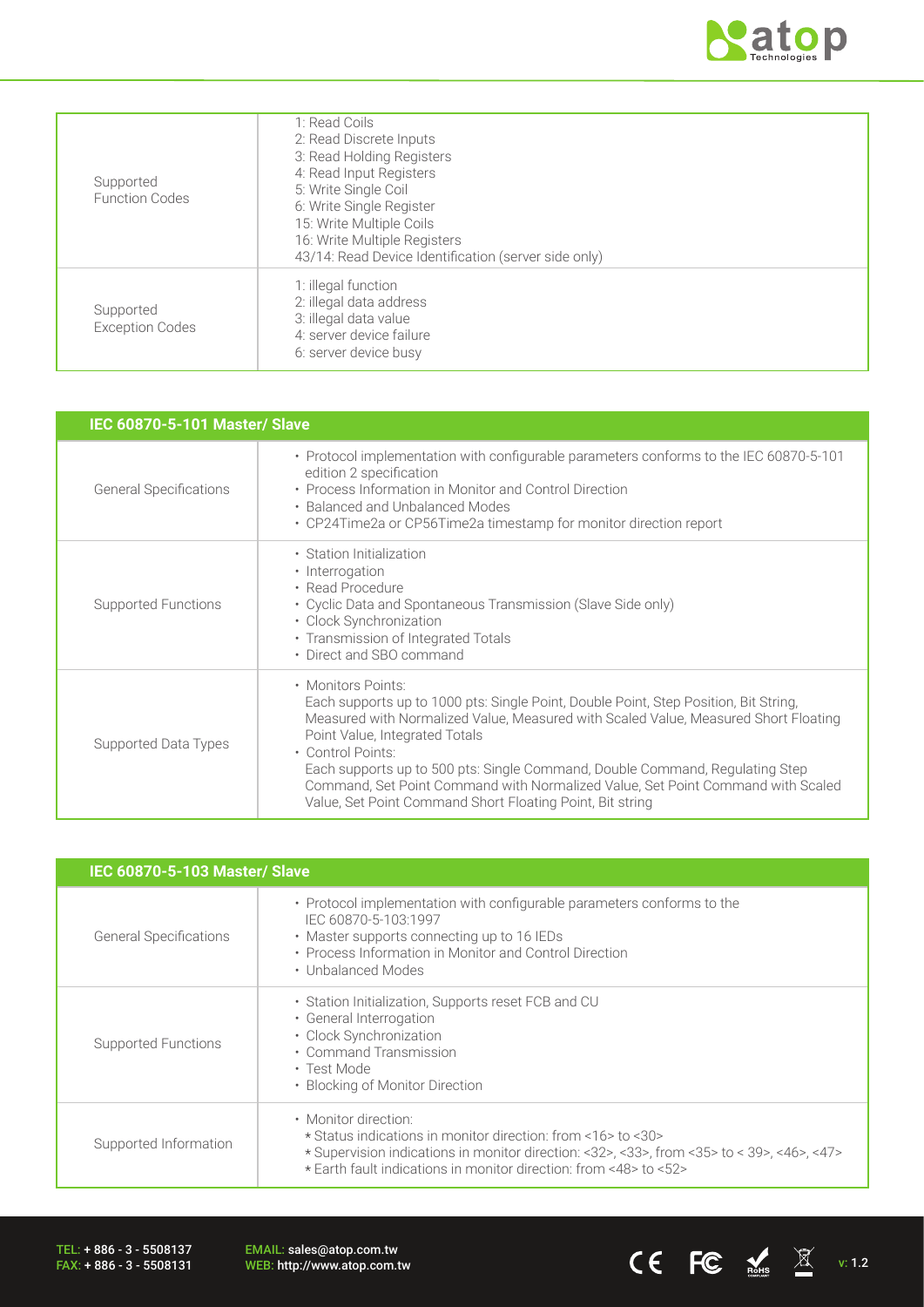| | |
|---|---|
| Supported Function Codes | 1: Read Coils<br>2: Read Discrete Inputs<br>3: Read Holding Registers<br>4: Read Input Registers<br>5: Write Single Coil<br>6: Write Single Register<br>15: Write Multiple Coils<br>16: Write Multiple Registers<br>43/14: Read Device Identification (server side only) |
| Supported Exception Codes | 1: illegal function<br>2: illegal data address<br>3: illegal data value<br>4: server device failure<br>6: server device busy |

| IEC 60870-5-101 Master/ Slave | |
|---|---|
| General Specifications | • Protocol implementation with configurable parameters conforms to the IEC 60870-5-101 edition 2 specification<br>• Process Information in Monitor and Control Direction<br>• Balanced and Unbalanced Modes<br>• CP24Time2a or CP56Time2a timestamp for monitor direction report |
| Supported Functions | • Station Initialization<br>• Interrogation<br>• Read Procedure<br>• Cyclic Data and Spontaneous Transmission (Slave Side only)<br>• Clock Synchronization<br>• Transmission of Integrated Totals<br>• Direct and SBO command |
| Supported Data Types | • Monitors Points:<br>Each supports up to 1000 pts: Single Point, Double Point, Step Position, Bit String, Measured with Normalized Value, Measured with Scaled Value, Measured Short Floating Point Value, Integrated Totals<br>• Control Points:<br>Each supports up to 500 pts: Single Command, Double Command, Regulating Step Command, Set Point Command with Normalized Value, Set Point Command with Scaled Value, Set Point Command Short Floating Point, Bit string |

| IEC 60870-5-103 Master/ Slave | |
|---|---|
| General Specifications | • Protocol implementation with configurable parameters conforms to the IEC 60870-5-103:1997<br>• Master supports connecting up to 16 IEDs<br>• Process Information in Monitor and Control Direction<br>• Unbalanced Modes |
| Supported Functions | • Station Initialization, Supports reset FCB and CU<br>• General Interrogation<br>• Clock Synchronization<br>• Command Transmission<br>• Test Mode<br>• Blocking of Monitor Direction |
| Supported Information | • Monitor direction:<br>* Status indications in monitor direction: from <16> to <30><br>* Supervision indications in monitor direction: <32>, <33>, from <35> to < 39>, <46>, <47><br>* Earth fault indications in monitor direction: from <48> to <52> |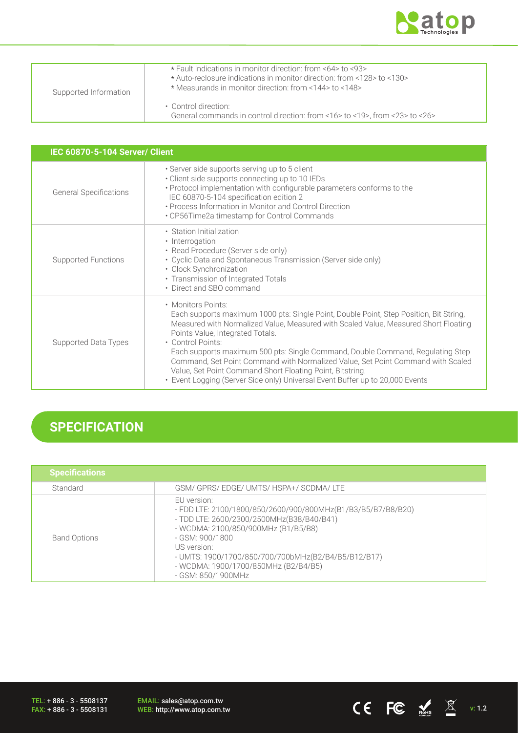| Supported Information | * Fault indications in monitor direction: from <64> to <93><br>* Auto-reclosure indications in monitor direction: from <128> to <130><br>* Measurands in monitor direction: from <144> to <148><br>• Control direction:<br>General commands in control direction: from <16> to <19>, from <23> to <26> |
|---|---|

| IEC 60870-5-104 Server/ Client | |
|---|---|
| General Specifications | • Server side supports serving up to 5 client<br>• Client side supports connecting up to 10 IEDs<br>• Protocol implementation with configurable parameters conforms to the IEC 60870-5-104 specification edition 2<br>• Process Information in Monitor and Control Direction<br>• CP56Time2a timestamp for Control Commands |
| Supported Functions | • Station Initialization<br>• Interrogation<br>• Read Procedure (Server side only)<br>• Cyclic Data and Spontaneous Transmission (Server side only)<br>• Clock Synchronization<br>• Transmission of Integrated Totals<br>• Direct and SBO command |
| Supported Data Types | • Monitors Points:<br>Each supports maximum 1000 pts: Single Point, Double Point, Step Position, Bit String, Measured with Normalized Value, Measured with Scaled Value, Measured Short Floating Points Value, Integrated Totals.<br>• Control Points:<br>Each supports maximum 500 pts: Single Command, Double Command, Regulating Step Command, Set Point Command with Normalized Value, Set Point Command with Scaled Value, Set Point Command Short Floating Point, Bitstring.<br>• Event Logging (Server Side only) Universal Event Buffer up to 20,000 Events |

## SPECIFICATION

| Specifications | |
|---|---|
| Standard | GSM/ GPRS/ EDGE/ UMTS/ HSPA+/ SCDMA/ LTE |
| Band Options | EU version:<br>- FDD LTE: 2100/1800/850/2600/900/800MHz(B1/B3/B5/B7/B8/B20)<br>- TDD LTE: 2600/2300/2500MHz(B38/B40/B41)<br>- WCDMA: 2100/850/900MHz (B1/B5/B8)<br>- GSM: 900/1800<br>US version:<br>- UMTS: 1900/1700/850/700/700bMHz(B2/B4/B5/B12/B17)<br>- WCDMA: 1900/1700/850MHz (B2/B4/B5)<br>- GSM: 850/1900MHz |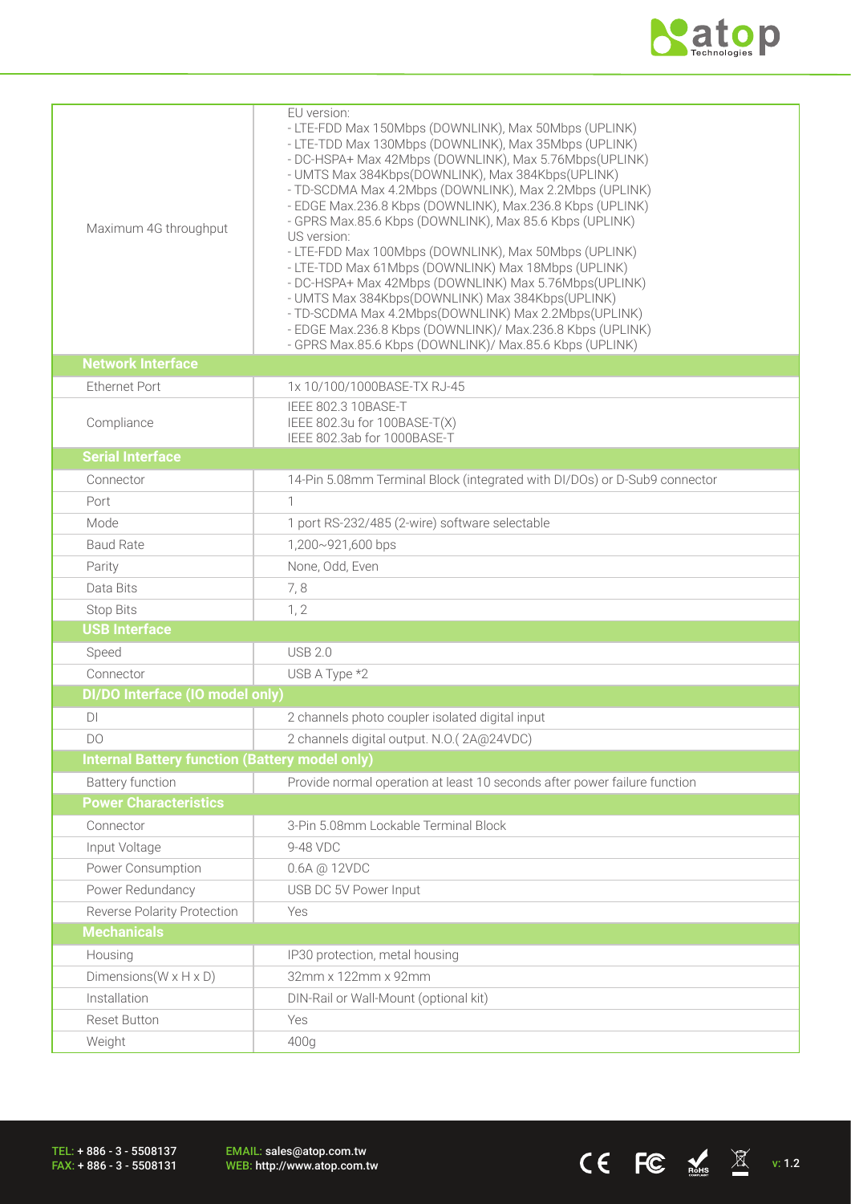| | |
|---|---|
| Maximum 4G throughput | EU version:<br>- LTE-FDD Max 150Mbps (DOWNLINK), Max 50Mbps (UPLINK)<br>- LTE-TDD Max 130Mbps (DOWNLINK), Max 35Mbps (UPLINK)<br>- DC-HSPA+ Max 42Mbps (DOWNLINK), Max 5.76Mbps(UPLINK)<br>- UMTS Max 384Kbps(DOWNLINK), Max 384Kbps(UPLINK)<br>- TD-SCDMA Max 4.2Mbps (DOWNLINK), Max 2.2Mbps (UPLINK)<br>- EDGE Max.236.8 Kbps (DOWNLINK), Max.236.8 Kbps (UPLINK)<br>- GPRS Max.85.6 Kbps (DOWNLINK), Max 85.6 Kbps (UPLINK)<br>US version:<br>- LTE-FDD Max 100Mbps (DOWNLINK), Max 50Mbps (UPLINK)<br>- LTE-TDD Max 61Mbps (DOWNLINK) Max 18Mbps (UPLINK)<br>- DC-HSPA+ Max 42Mbps (DOWNLINK) Max 5.76Mbps(UPLINK)<br>- UMTS Max 384Kbps(DOWNLINK) Max 384Kbps(UPLINK)<br>- TD-SCDMA Max 4.2Mbps(DOWNLINK) Max 2.2Mbps(UPLINK)<br>- EDGE Max.236.8 Kbps (DOWNLINK)/ Max.236.8 Kbps (UPLINK)<br>- GPRS Max.85.6 Kbps (DOWNLINK)/ Max.85.6 Kbps (UPLINK) |
| **Network Interface** | |
| Ethernet Port | 1x 10/100/1000BASE-TX RJ-45 |
| Compliance | IEEE 802.3 10BASE-T<br>IEEE 802.3u for 100BASE-T(X)<br>IEEE 802.3ab for 1000BASE-T |
| **Serial Interface** | |
| Connector | 14-Pin 5.08mm Terminal Block (integrated with DI/DOs) or D-Sub9 connector |
| Port | 1 |
| Mode | 1 port RS-232/485 (2-wire) software selectable |
| Baud Rate | 1,200~921,600 bps |
| Parity | None, Odd, Even |
| Data Bits | 7, 8 |
| Stop Bits | 1, 2 |
| **USB Interface** | |
| Speed | USB 2.0 |
| Connector | USB A Type *2 |
| **DI/DO Interface (IO model only)** | |
| DI | 2 channels photo coupler isolated digital input |
| DO | 2 channels digital output. N.O.( 2A@24VDC) |
| **Internal Battery function (Battery model only)** | |
| Battery function | Provide normal operation at least 10 seconds after power failure function |
| **Power Characteristics** | |
| Connector | 3-Pin 5.08mm Lockable Terminal Block |
| Input Voltage | 9-48 VDC |
| Power Consumption | 0.6A @ 12VDC |
| Power Redundancy | USB DC 5V Power Input |
| Reverse Polarity Protection | Yes |
| **Mechanicals** | |
| Housing | IP30 protection, metal housing |
| Dimensions(W x H x D) | 32mm x 122mm x 92mm |
| Installation | DIN-Rail or Wall-Mount (optional kit) |
| Reset Button | Yes |
| Weight | 400g |

TEL: + 886 - 3 - 5508137
FAX: + 886 - 3 - 5508131
EMAIL: sales@atop.com.tw
WEB: http://www.atop.com.tw
v: 1.2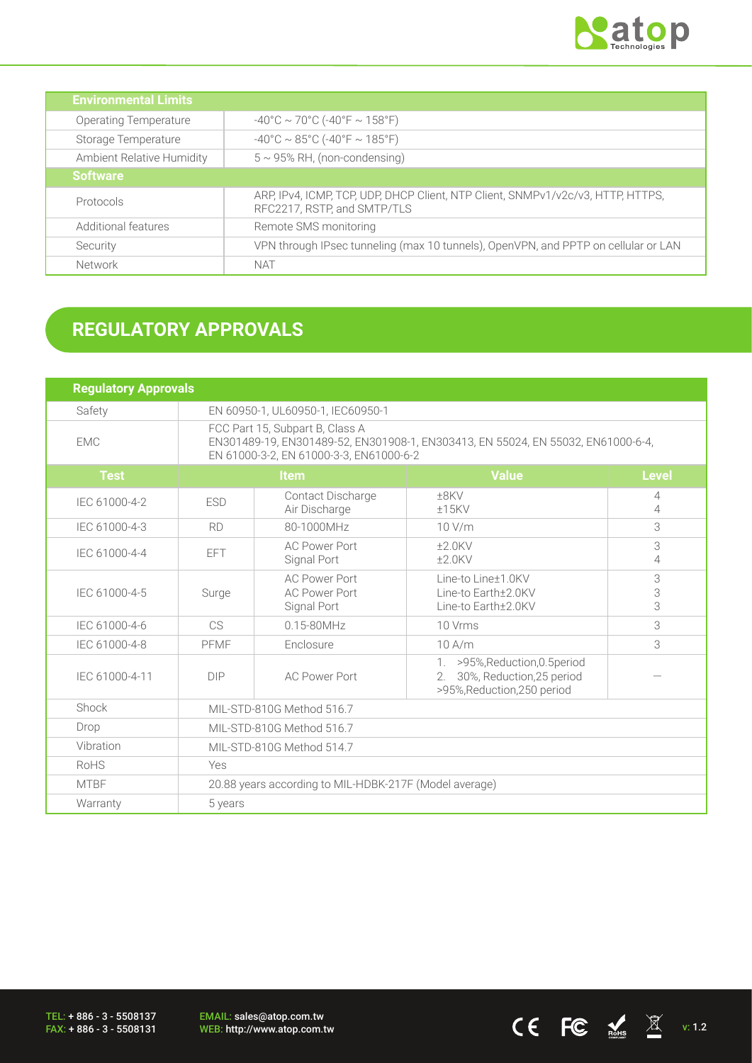| Environmental Limits | |
|---|---|
| Operating Temperature | -40°C ~ 70°C (-40°F ~ 158°F) |
| Storage Temperature | -40°C ~ 85°C (-40°F ~ 185°F) |
| Ambient Relative Humidity | 5 ~ 95% RH, (non-condensing) |
| **Software** | |
| Protocols | ARP, IPv4, ICMP, TCP, UDP, DHCP Client, NTP Client, SNMPv1/v2c/v3, HTTP, HTTPS, RFC2217, RSTP, and SMTP/TLS |
| Additional features | Remote SMS monitoring |
| Security | VPN through IPsec tunneling (max 10 tunnels), OpenVPN, and PPTP on cellular or LAN |
| Network | NAT |

## REGULATORY APPROVALS

| Regulatory Approvals | | | | |
|---|---|---|---|---|
| Safety | EN 60950-1, UL60950-1, IEC60950-1 | | | |
| EMC | FCC Part 15, Subpart B, Class A<br>EN301489-19, EN301489-52, EN301908-1, EN303413, EN 55024, EN 55032, EN61000-6-4, EN 61000-3-2, EN 61000-3-3, EN61000-6-2 | | | |
| **Test** | **Item** | | **Value** | **Level** |
| IEC 61000-4-2 | ESD | Contact Discharge<br>Air Discharge | ±8KV<br>±15KV | 4<br>4 |
| IEC 61000-4-3 | RD | 80-1000MHz | 10 V/m | 3 |
| IEC 61000-4-4 | EFT | AC Power Port<br>Signal Port | ±2.0KV<br>±2.0KV | 3<br>4 |
| IEC 61000-4-5 | Surge | AC Power Port<br>AC Power Port<br>Signal Port | Line-to Line±1.0KV<br>Line-to Earth±2.0KV<br>Line-to Earth±2.0KV | 3<br>3<br>3 |
| IEC 61000-4-6 | CS | 0.15-80MHz | 10 Vrms | 3 |
| IEC 61000-4-8 | PFMF | Enclosure | 10 A/m | 3 |
| IEC 61000-4-11 | DIP | AC Power Port | 1. >95%,Reduction,0.5period<br>2. 30%, Reduction,25 period<br>>95%,Reduction,250 period | — |
| Shock | MIL-STD-810G Method 516.7 | | | |
| Drop | MIL-STD-810G Method 516.7 | | | |
| Vibration | MIL-STD-810G Method 514.7 | | | |
| RoHS | Yes | | | |
| MTBF | 20.88 years according to MIL-HDBK-217F (Model average) | | | |
| Warranty | 5 years | | | |

TEL: + 886 - 3 - 5508137
FAX: + 886 - 3 - 5508131

EMAIL: sales@atop.com.tw
WEB: http://www.atop.com.tw

v: 1.2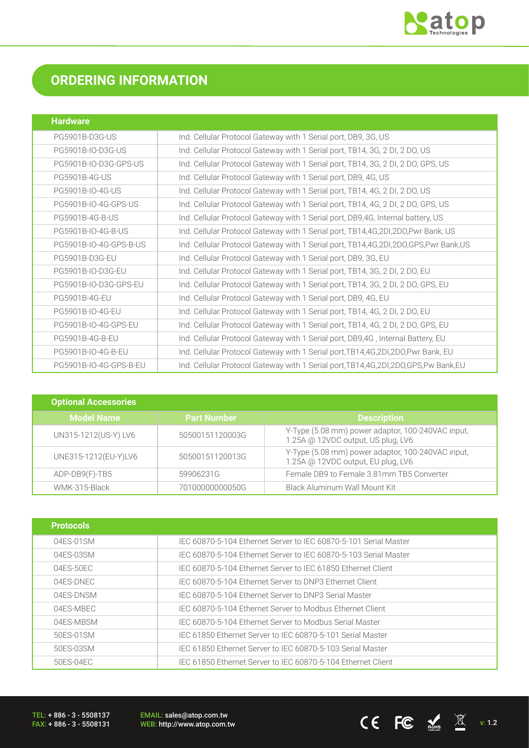## ORDERING INFORMATION

| Hardware | |
|---|---|
| PG5901B-D3G-US | Ind. Cellular Protocol Gateway with 1 Serial port, DB9, 3G, US |
| PG5901B-IO-D3G-US | Ind. Cellular Protocol Gateway with 1 Serial port, TB14, 3G, 2 DI, 2 DO, US |
| PG5901B-IO-D3G-GPS-US | Ind. Cellular Protocol Gateway with 1 Serial port, TB14, 3G, 2 DI, 2 DO, GPS, US |
| PG5901B-4G-US | Ind. Cellular Protocol Gateway with 1 Serial port, DB9, 4G, US |
| PG5901B-IO-4G-US | Ind. Cellular Protocol Gateway with 1 Serial port, TB14, 4G, 2 DI, 2 DO, US |
| PG5901B-IO-4G-GPS-US | Ind. Cellular Protocol Gateway with 1 Serial port, TB14, 4G, 2 DI, 2 DO, GPS, US |
| PG5901B-4G-B-US | Ind. Cellular Protocol Gateway with 1 Serial port, DB9,4G, Internal battery, US |
| PG5901B-IO-4G-B-US | Ind. Cellular Protocol Gateway with 1 Serial port, TB14,4G,2DI,2DO,Pwr Bank, US |
| PG5901B-IO-4G-GPS-B-US | Ind. Cellular Protocol Gateway with 1 Serial port, TB14,4G,2DI,2DO,GPS,Pwr Bank,US |
| PG5901B-D3G-EU | Ind. Cellular Protocol Gateway with 1 Serial port, DB9, 3G, EU |
| PG5901B-IO-D3G-EU | Ind. Cellular Protocol Gateway with 1 Serial port, TB14, 3G, 2 DI, 2 DO, EU |
| PG5901B-IO-D3G-GPS-EU | Ind. Cellular Protocol Gateway with 1 Serial port, TB14, 3G, 2 DI, 2 DO, GPS, EU |
| PG5901B-4G-EU | Ind. Cellular Protocol Gateway with 1 Serial port, DB9, 4G, EU |
| PG5901B-IO-4G-EU | Ind. Cellular Protocol Gateway with 1 Serial port, TB14, 4G, 2 DI, 2 DO, EU |
| PG5901B-IO-4G-GPS-EU | Ind. Cellular Protocol Gateway with 1 Serial port, TB14, 4G, 2 DI, 2 DO, GPS, EU |
| PG5901B-4G-B-EU | Ind. Cellular Protocol Gateway with 1 Serial port, DB9,4G , Internal Battery, EU |
| PG5901B-IO-4G-B-EU | Ind. Cellular Protocol Gateway with 1 Serial port,TB14,4G,2DI,2DO,Pwr Bank, EU |
| PG5901B-IO-4G-GPS-B-EU | Ind. Cellular Protocol Gateway with 1 Serial port,TB14,4G,2DI,2DO,GPS,Pw Bank,EU |

| Optional Accessories | | |
|---|---|---|
| **Model Name** | **Part Number** | **Description** |
| UN315-1212(US-Y) LV6 | 50500151120003G | Y-Type (5.08 mm) power adaptor, 100-240VAC input, 1.25A @ 12VDC output, US plug, LV6. |
| UNE315-1212(EU-Y)LV6 | 50500151120013G | Y-Type (5.08 mm) power adaptor, 100-240VAC input, 1.25A @ 12VDC output, EU plug, LV6. |
| ADP-DB9(F)-TB5 | 59906231G | Female DB9 to Female 3.81mm TB5 Converter |
| WMK-315-Black | 70100000000050G | Black Aluminum Wall Mount Kit |

| Protocols | |
|---|---|
| 04ES-01SM | IEC 60870-5-104 Ethernet Server to IEC 60870-5-101 Serial Master |
| 04ES-03SM | IEC 60870-5-104 Ethernet Server to IEC 60870-5-103 Serial Master |
| 04ES-50EC | IEC 60870-5-104 Ethernet Server to IEC 61850 Ethernet Client |
| 04ES-DNEC | IEC 60870-5-104 Ethernet Server to DNP3 Ethernet Client |
| 04ES-DNSM | IEC 60870-5-104 Ethernet Server to DNP3 Serial Master |
| 04ES-MBEC | IEC 60870-5-104 Ethernet Server to Modbus Ethernet Client |
| 04ES-MBSM | IEC 60870-5-104 Ethernet Server to Modbus Serial Master |
| 50ES-01SM | IEC 61850 Ethernet Server to IEC 60870-5-101 Serial Master |
| 50ES-03SM | IEC 61850 Ethernet Server to IEC 60870-5-103 Serial Master |
| 50ES-04EC | IEC 61850 Ethernet Server to IEC 60870-5-104 Ethernet Client |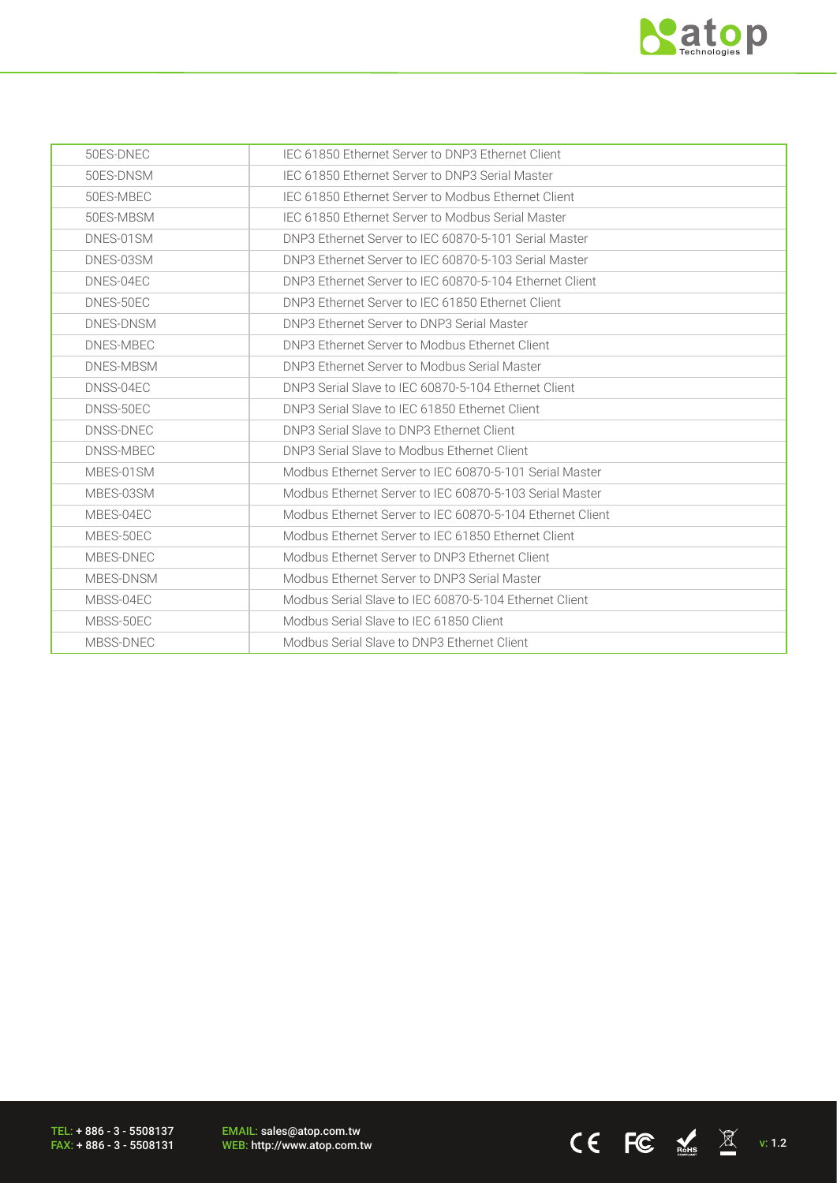| | |
|---|---|
| 50ES-DNEC | IEC 61850 Ethernet Server to DNP3 Ethernet Client |
| 50ES-DNSM | IEC 61850 Ethernet Server to DNP3 Serial Master |
| 50ES-MBEC | IEC 61850 Ethernet Server to Modbus Ethernet Client |
| 50ES-MBSM | IEC 61850 Ethernet Server to Modbus Serial Master |
| DNES-01SM | DNP3 Ethernet Server to IEC 60870-5-101 Serial Master |
| DNES-03SM | DNP3 Ethernet Server to IEC 60870-5-103 Serial Master |
| DNES-04EC | DNP3 Ethernet Server to IEC 60870-5-104 Ethernet Client |
| DNES-50EC | DNP3 Ethernet Server to IEC 61850 Ethernet Client |
| DNES-DNSM | DNP3 Ethernet Server to DNP3 Serial Master |
| DNES-MBEC | DNP3 Ethernet Server to Modbus Ethernet Client |
| DNES-MBSM | DNP3 Ethernet Server to Modbus Serial Master |
| DNSS-04EC | DNP3 Serial Slave to IEC 60870-5-104 Ethernet Client |
| DNSS-50EC | DNP3 Serial Slave to IEC 61850 Ethernet Client |
| DNSS-DNEC | DNP3 Serial Slave to DNP3 Ethernet Client |
| DNSS-MBEC | DNP3 Serial Slave to Modbus Ethernet Client |
| MBES-01SM | Modbus Ethernet Server to IEC 60870-5-101 Serial Master |
| MBES-03SM | Modbus Ethernet Server to IEC 60870-5-103 Serial Master |
| MBES-04EC | Modbus Ethernet Server to IEC 60870-5-104 Ethernet Client |
| MBES-50EC | Modbus Ethernet Server to IEC 61850 Ethernet Client |
| MBES-DNEC | Modbus Ethernet Server to DNP3 Ethernet Client |
| MBES-DNSM | Modbus Ethernet Server to DNP3 Serial Master |
| MBSS-04EC | Modbus Serial Slave to IEC 60870-5-104 Ethernet Client |
| MBSS-50EC | Modbus Serial Slave to IEC 61850 Client |
| MBSS-DNEC | Modbus Serial Slave to DNP3 Ethernet Client |